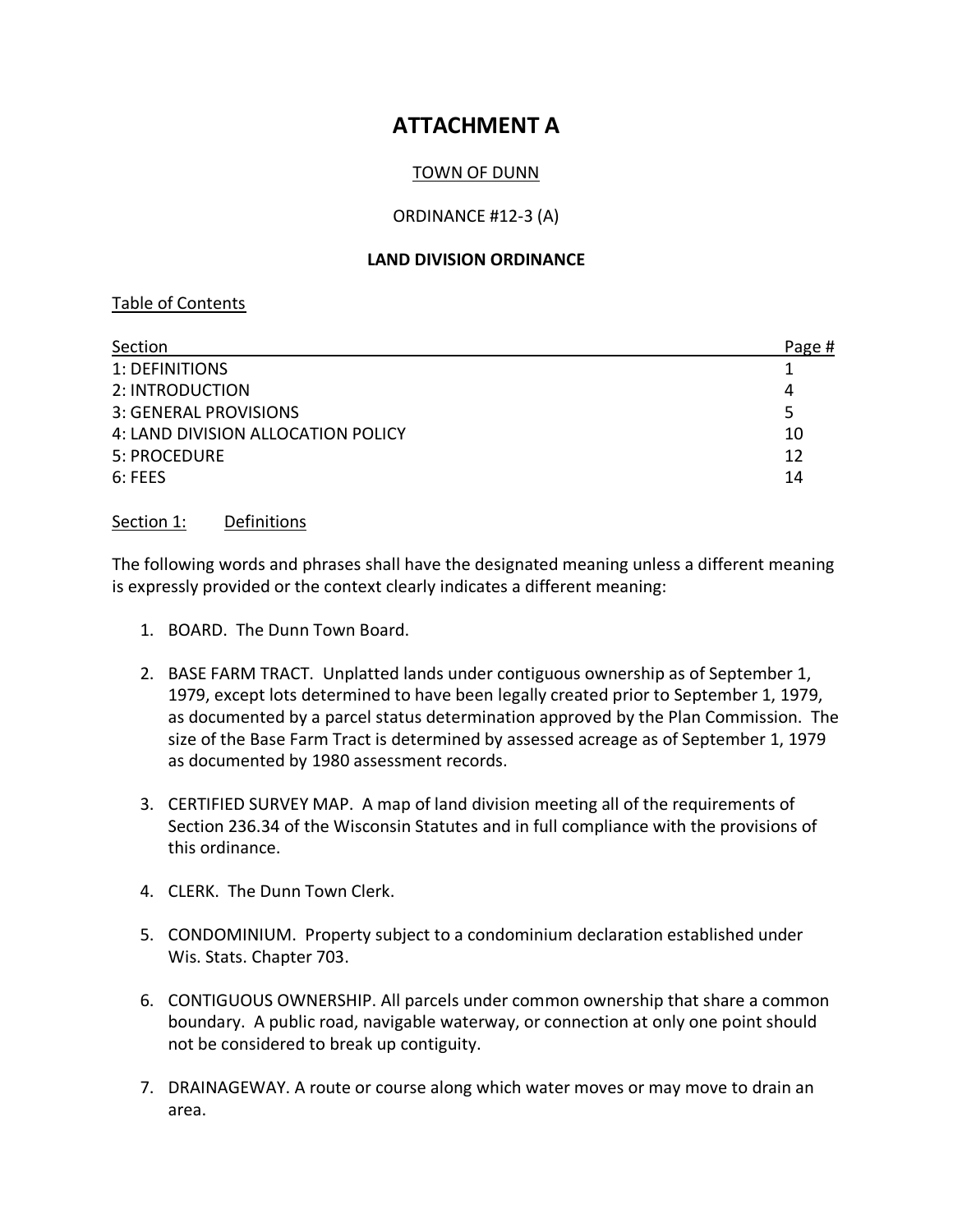# ATTACHMENT A

TOWN OF DUNN

ORDINANCE #12-3 (A)

**LAND DIVISION ORDINANCE**

Table of Contents

| Section | Page # |
|---|---|
| 1: DEFINITIONS | 1 |
| 2: INTRODUCTION | 4 |
| 3: GENERAL PROVISIONS | 5 |
| 4: LAND DIVISION ALLOCATION POLICY | 10 |
| 5: PROCEDURE | 12 |
| 6: FEES | 14 |

## Section 1: Definitions

The following words and phrases shall have the designated meaning unless a different meaning is expressly provided or the context clearly indicates a different meaning:

1. BOARD. The Dunn Town Board.

2. BASE FARM TRACT. Unplatted lands under contiguous ownership as of September 1, 1979, except lots determined to have been legally created prior to September 1, 1979, as documented by a parcel status determination approved by the Plan Commission. The size of the Base Farm Tract is determined by assessed acreage as of September 1, 1979 as documented by 1980 assessment records.

3. CERTIFIED SURVEY MAP. A map of land division meeting all of the requirements of Section 236.34 of the Wisconsin Statutes and in full compliance with the provisions of this ordinance.

4. CLERK. The Dunn Town Clerk.

5. CONDOMINIUM. Property subject to a condominium declaration established under Wis. Stats. Chapter 703.

6. CONTIGUOUS OWNERSHIP. All parcels under common ownership that share a common boundary. A public road, navigable waterway, or connection at only one point should not be considered to break up contiguity.

7. DRAINAGEWAY. A route or course along which water moves or may move to drain an area.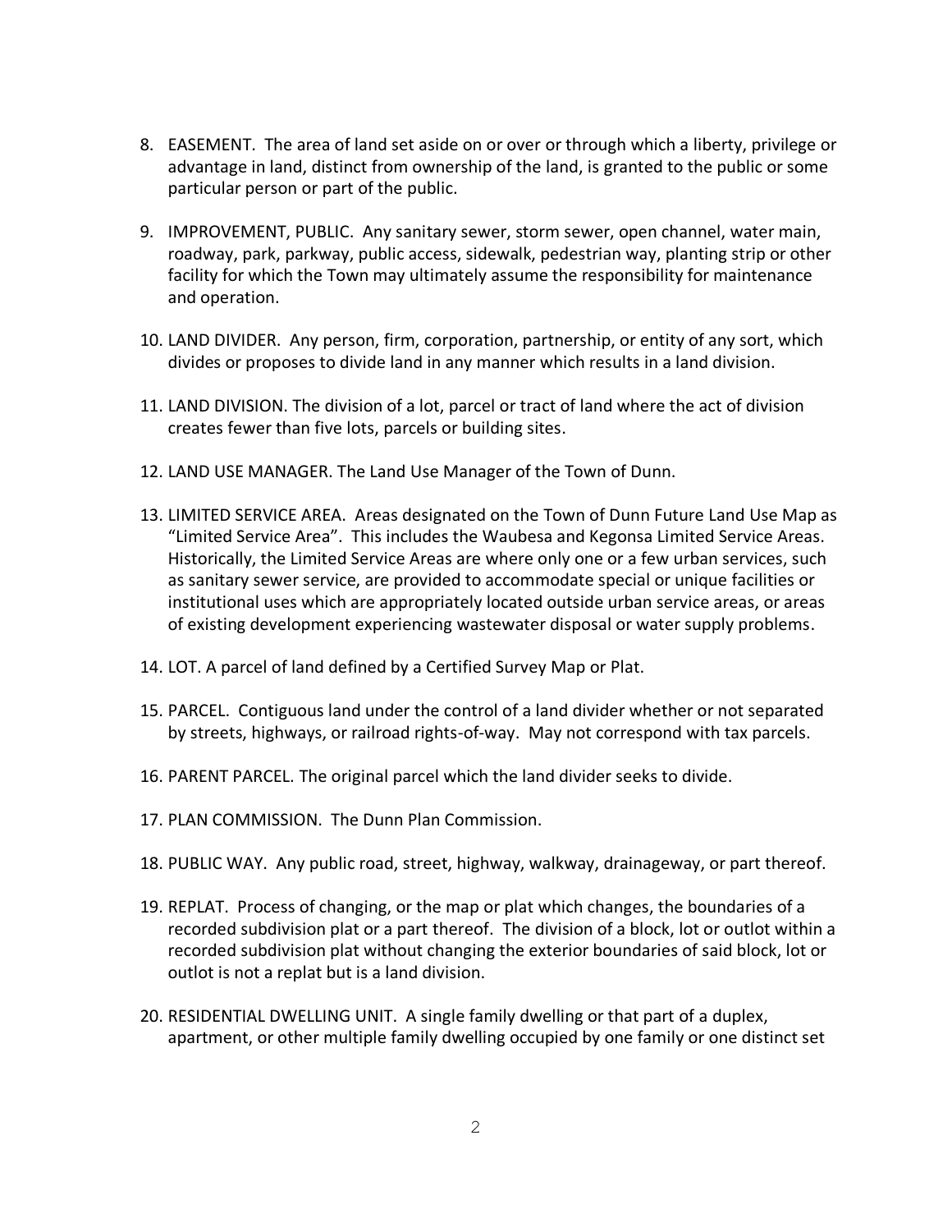8. EASEMENT. The area of land set aside on or over or through which a liberty, privilege or advantage in land, distinct from ownership of the land, is granted to the public or some particular person or part of the public.

9. IMPROVEMENT, PUBLIC. Any sanitary sewer, storm sewer, open channel, water main, roadway, park, parkway, public access, sidewalk, pedestrian way, planting strip or other facility for which the Town may ultimately assume the responsibility for maintenance and operation.

10. LAND DIVIDER. Any person, firm, corporation, partnership, or entity of any sort, which divides or proposes to divide land in any manner which results in a land division.

11. LAND DIVISION. The division of a lot, parcel or tract of land where the act of division creates fewer than five lots, parcels or building sites.

12. LAND USE MANAGER. The Land Use Manager of the Town of Dunn.

13. LIMITED SERVICE AREA. Areas designated on the Town of Dunn Future Land Use Map as "Limited Service Area". This includes the Waubesa and Kegonsa Limited Service Areas. Historically, the Limited Service Areas are where only one or a few urban services, such as sanitary sewer service, are provided to accommodate special or unique facilities or institutional uses which are appropriately located outside urban service areas, or areas of existing development experiencing wastewater disposal or water supply problems.

14. LOT. A parcel of land defined by a Certified Survey Map or Plat.

15. PARCEL. Contiguous land under the control of a land divider whether or not separated by streets, highways, or railroad rights-of-way. May not correspond with tax parcels.

16. PARENT PARCEL. The original parcel which the land divider seeks to divide.

17. PLAN COMMISSION. The Dunn Plan Commission.

18. PUBLIC WAY. Any public road, street, highway, walkway, drainageway, or part thereof.

19. REPLAT. Process of changing, or the map or plat which changes, the boundaries of a recorded subdivision plat or a part thereof. The division of a block, lot or outlot within a recorded subdivision plat without changing the exterior boundaries of said block, lot or outlot is not a replat but is a land division.

20. RESIDENTIAL DWELLING UNIT. A single family dwelling or that part of a duplex, apartment, or other multiple family dwelling occupied by one family or one distinct set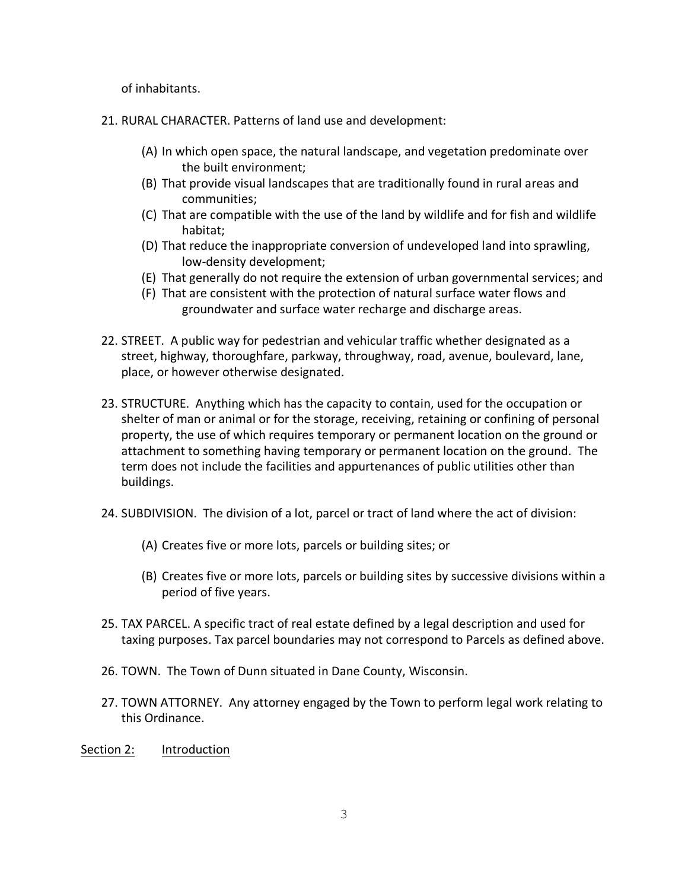of inhabitants.

21. RURAL CHARACTER. Patterns of land use and development:

    (A) In which open space, the natural landscape, and vegetation predominate over the built environment;
    (B) That provide visual landscapes that are traditionally found in rural areas and communities;
    (C) That are compatible with the use of the land by wildlife and for fish and wildlife habitat;
    (D) That reduce the inappropriate conversion of undeveloped land into sprawling, low-density development;
    (E) That generally do not require the extension of urban governmental services; and
    (F) That are consistent with the protection of natural surface water flows and groundwater and surface water recharge and discharge areas.

22. STREET. A public way for pedestrian and vehicular traffic whether designated as a street, highway, thoroughfare, parkway, throughway, road, avenue, boulevard, lane, place, or however otherwise designated.

23. STRUCTURE. Anything which has the capacity to contain, used for the occupation or shelter of man or animal or for the storage, receiving, retaining or confining of personal property, the use of which requires temporary or permanent location on the ground or attachment to something having temporary or permanent location on the ground. The term does not include the facilities and appurtenances of public utilities other than buildings.

24. SUBDIVISION. The division of a lot, parcel or tract of land where the act of division:

    (A) Creates five or more lots, parcels or building sites; or

    (B) Creates five or more lots, parcels or building sites by successive divisions within a period of five years.

25. TAX PARCEL. A specific tract of real estate defined by a legal description and used for taxing purposes. Tax parcel boundaries may not correspond to Parcels as defined above.

26. TOWN. The Town of Dunn situated in Dane County, Wisconsin.

27. TOWN ATTORNEY. Any attorney engaged by the Town to perform legal work relating to this Ordinance.

## Section 2: Introduction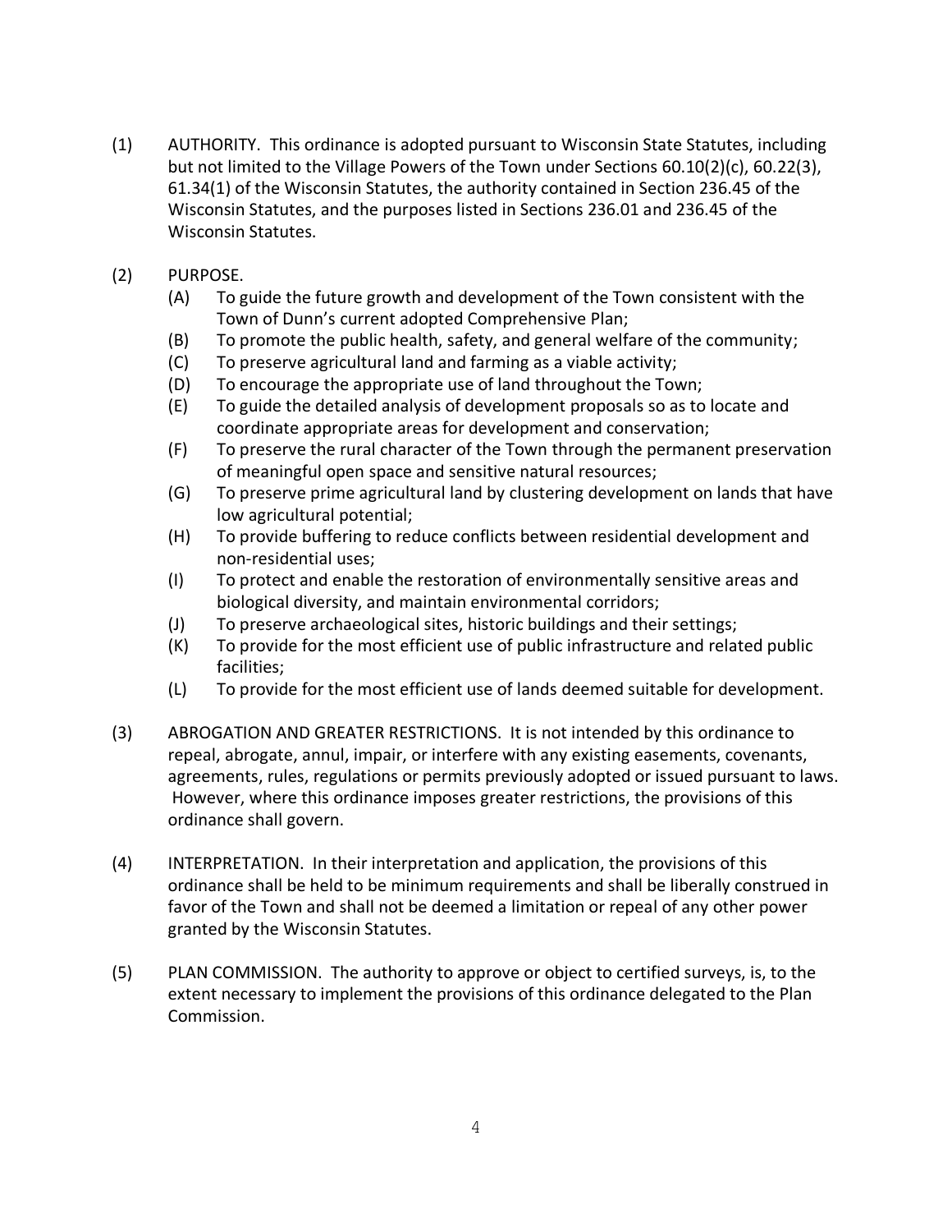(1) AUTHORITY. This ordinance is adopted pursuant to Wisconsin State Statutes, including but not limited to the Village Powers of the Town under Sections 60.10(2)(c), 60.22(3), 61.34(1) of the Wisconsin Statutes, the authority contained in Section 236.45 of the Wisconsin Statutes, and the purposes listed in Sections 236.01 and 236.45 of the Wisconsin Statutes.

(2) PURPOSE.

- (A) To guide the future growth and development of the Town consistent with the Town of Dunn's current adopted Comprehensive Plan;
- (B) To promote the public health, safety, and general welfare of the community;
- (C) To preserve agricultural land and farming as a viable activity;
- (D) To encourage the appropriate use of land throughout the Town;
- (E) To guide the detailed analysis of development proposals so as to locate and coordinate appropriate areas for development and conservation;
- (F) To preserve the rural character of the Town through the permanent preservation of meaningful open space and sensitive natural resources;
- (G) To preserve prime agricultural land by clustering development on lands that have low agricultural potential;
- (H) To provide buffering to reduce conflicts between residential development and non-residential uses;
- (I) To protect and enable the restoration of environmentally sensitive areas and biological diversity, and maintain environmental corridors;
- (J) To preserve archaeological sites, historic buildings and their settings;
- (K) To provide for the most efficient use of public infrastructure and related public facilities;
- (L) To provide for the most efficient use of lands deemed suitable for development.

(3) ABROGATION AND GREATER RESTRICTIONS. It is not intended by this ordinance to repeal, abrogate, annul, impair, or interfere with any existing easements, covenants, agreements, rules, regulations or permits previously adopted or issued pursuant to laws. However, where this ordinance imposes greater restrictions, the provisions of this ordinance shall govern.

(4) INTERPRETATION. In their interpretation and application, the provisions of this ordinance shall be held to be minimum requirements and shall be liberally construed in favor of the Town and shall not be deemed a limitation or repeal of any other power granted by the Wisconsin Statutes.

(5) PLAN COMMISSION. The authority to approve or object to certified surveys, is, to the extent necessary to implement the provisions of this ordinance delegated to the Plan Commission.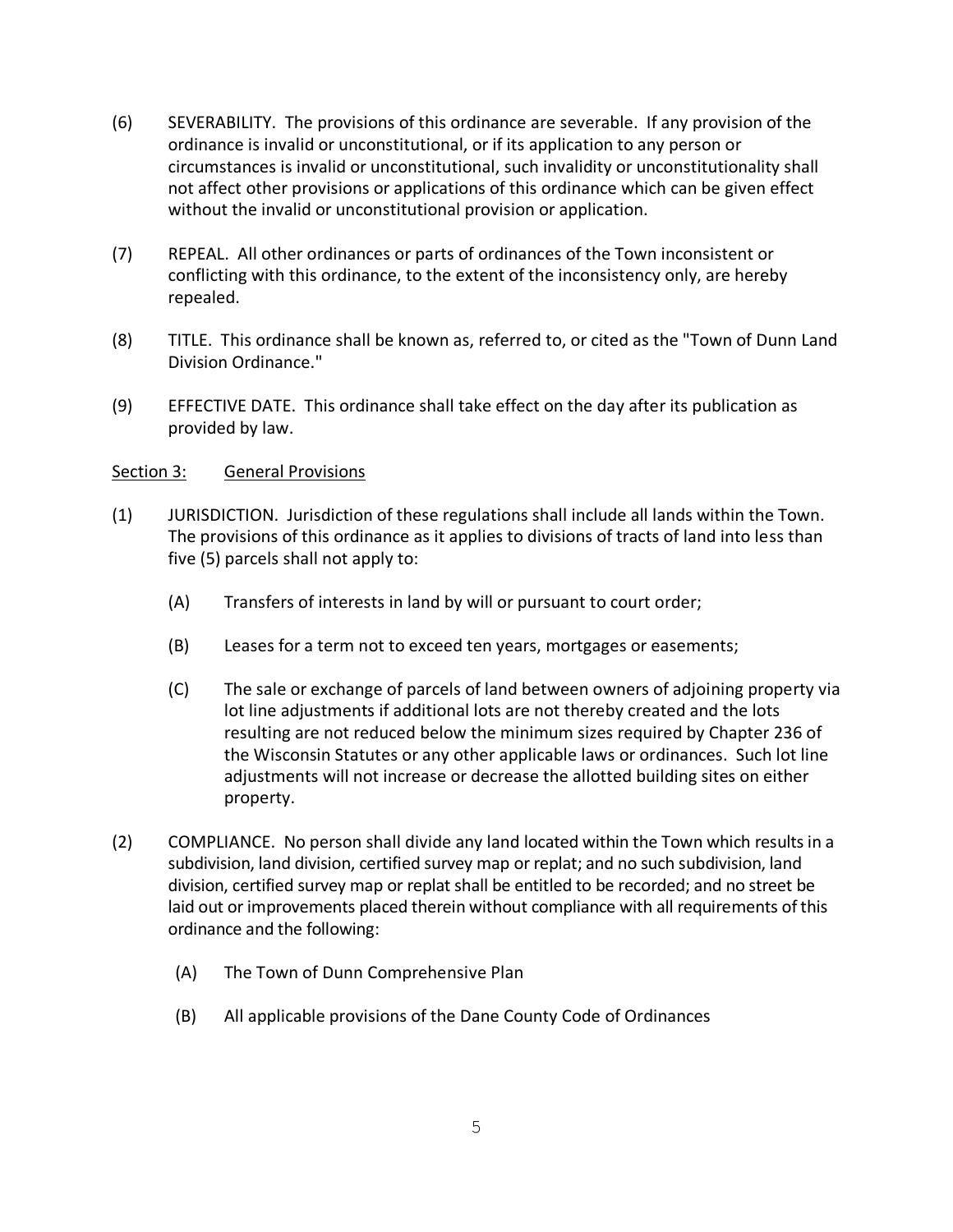(6) SEVERABILITY. The provisions of this ordinance are severable. If any provision of the ordinance is invalid or unconstitutional, or if its application to any person or circumstances is invalid or unconstitutional, such invalidity or unconstitutionality shall not affect other provisions or applications of this ordinance which can be given effect without the invalid or unconstitutional provision or application.

(7) REPEAL. All other ordinances or parts of ordinances of the Town inconsistent or conflicting with this ordinance, to the extent of the inconsistency only, are hereby repealed.

(8) TITLE. This ordinance shall be known as, referred to, or cited as the "Town of Dunn Land Division Ordinance."

(9) EFFECTIVE DATE. This ordinance shall take effect on the day after its publication as provided by law.

<u>Section 3:</u> <u>General Provisions</u>

(1) JURISDICTION. Jurisdiction of these regulations shall include all lands within the Town. The provisions of this ordinance as it applies to divisions of tracts of land into less than five (5) parcels shall not apply to:

  (A) Transfers of interests in land by will or pursuant to court order;

  (B) Leases for a term not to exceed ten years, mortgages or easements;

  (C) The sale or exchange of parcels of land between owners of adjoining property via lot line adjustments if additional lots are not thereby created and the lots resulting are not reduced below the minimum sizes required by Chapter 236 of the Wisconsin Statutes or any other applicable laws or ordinances. Such lot line adjustments will not increase or decrease the allotted building sites on either property.

(2) COMPLIANCE. No person shall divide any land located within the Town which results in a subdivision, land division, certified survey map or replat; and no such subdivision, land division, certified survey map or replat shall be entitled to be recorded; and no street be laid out or improvements placed therein without compliance with all requirements of this ordinance and the following:

  (A) The Town of Dunn Comprehensive Plan

  (B) All applicable provisions of the Dane County Code of Ordinances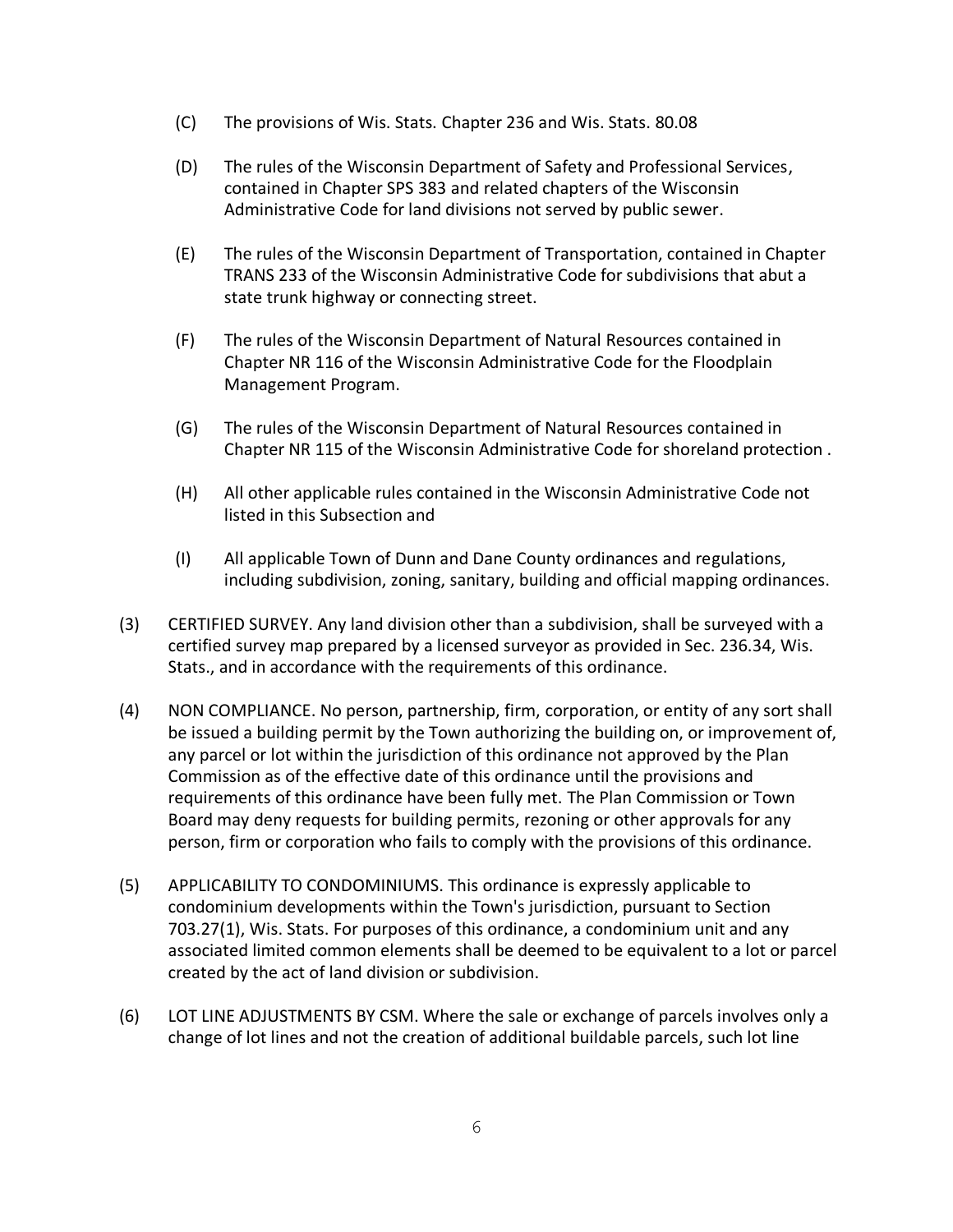(C) The provisions of Wis. Stats. Chapter 236 and Wis. Stats. 80.08

(D) The rules of the Wisconsin Department of Safety and Professional Services, contained in Chapter SPS 383 and related chapters of the Wisconsin Administrative Code for land divisions not served by public sewer.

(E) The rules of the Wisconsin Department of Transportation, contained in Chapter TRANS 233 of the Wisconsin Administrative Code for subdivisions that abut a state trunk highway or connecting street.

(F) The rules of the Wisconsin Department of Natural Resources contained in Chapter NR 116 of the Wisconsin Administrative Code for the Floodplain Management Program.

(G) The rules of the Wisconsin Department of Natural Resources contained in Chapter NR 115 of the Wisconsin Administrative Code for shoreland protection .

(H) All other applicable rules contained in the Wisconsin Administrative Code not listed in this Subsection and

(I) All applicable Town of Dunn and Dane County ordinances and regulations, including subdivision, zoning, sanitary, building and official mapping ordinances.

(3) CERTIFIED SURVEY. Any land division other than a subdivision, shall be surveyed with a certified survey map prepared by a licensed surveyor as provided in Sec. 236.34, Wis. Stats., and in accordance with the requirements of this ordinance.

(4) NON COMPLIANCE. No person, partnership, firm, corporation, or entity of any sort shall be issued a building permit by the Town authorizing the building on, or improvement of, any parcel or lot within the jurisdiction of this ordinance not approved by the Plan Commission as of the effective date of this ordinance until the provisions and requirements of this ordinance have been fully met. The Plan Commission or Town Board may deny requests for building permits, rezoning or other approvals for any person, firm or corporation who fails to comply with the provisions of this ordinance.

(5) APPLICABILITY TO CONDOMINIUMS. This ordinance is expressly applicable to condominium developments within the Town's jurisdiction, pursuant to Section 703.27(1), Wis. Stats. For purposes of this ordinance, a condominium unit and any associated limited common elements shall be deemed to be equivalent to a lot or parcel created by the act of land division or subdivision.

(6) LOT LINE ADJUSTMENTS BY CSM. Where the sale or exchange of parcels involves only a change of lot lines and not the creation of additional buildable parcels, such lot line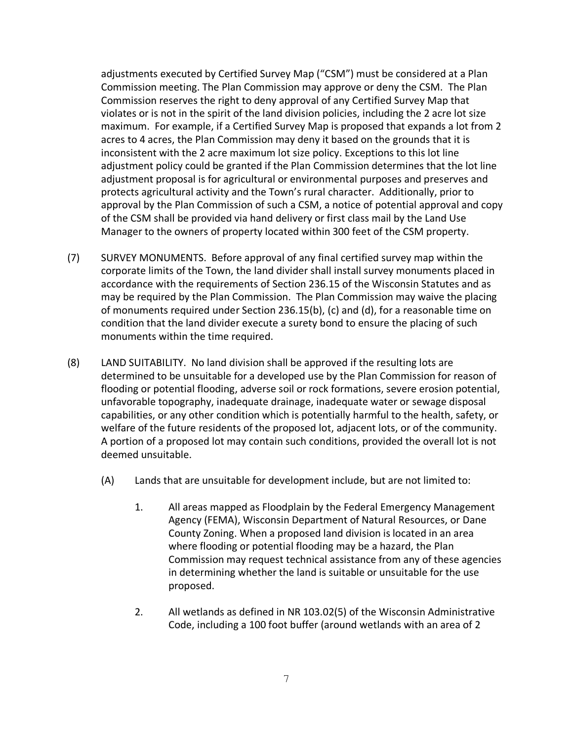adjustments executed by Certified Survey Map ("CSM") must be considered at a Plan Commission meeting. The Plan Commission may approve or deny the CSM. The Plan Commission reserves the right to deny approval of any Certified Survey Map that violates or is not in the spirit of the land division policies, including the 2 acre lot size maximum. For example, if a Certified Survey Map is proposed that expands a lot from 2 acres to 4 acres, the Plan Commission may deny it based on the grounds that it is inconsistent with the 2 acre maximum lot size policy. Exceptions to this lot line adjustment policy could be granted if the Plan Commission determines that the lot line adjustment proposal is for agricultural or environmental purposes and preserves and protects agricultural activity and the Town's rural character. Additionally, prior to approval by the Plan Commission of such a CSM, a notice of potential approval and copy of the CSM shall be provided via hand delivery or first class mail by the Land Use Manager to the owners of property located within 300 feet of the CSM property.

(7) SURVEY MONUMENTS. Before approval of any final certified survey map within the corporate limits of the Town, the land divider shall install survey monuments placed in accordance with the requirements of Section 236.15 of the Wisconsin Statutes and as may be required by the Plan Commission. The Plan Commission may waive the placing of monuments required under Section 236.15(b), (c) and (d), for a reasonable time on condition that the land divider execute a surety bond to ensure the placing of such monuments within the time required.

(8) LAND SUITABILITY. No land division shall be approved if the resulting lots are determined to be unsuitable for a developed use by the Plan Commission for reason of flooding or potential flooding, adverse soil or rock formations, severe erosion potential, unfavorable topography, inadequate drainage, inadequate water or sewage disposal capabilities, or any other condition which is potentially harmful to the health, safety, or welfare of the future residents of the proposed lot, adjacent lots, or of the community. A portion of a proposed lot may contain such conditions, provided the overall lot is not deemed unsuitable.

 (A) Lands that are unsuitable for development include, but are not limited to:

  1. All areas mapped as Floodplain by the Federal Emergency Management Agency (FEMA), Wisconsin Department of Natural Resources, or Dane County Zoning. When a proposed land division is located in an area where flooding or potential flooding may be a hazard, the Plan Commission may request technical assistance from any of these agencies in determining whether the land is suitable or unsuitable for the use proposed.

  2. All wetlands as defined in NR 103.02(5) of the Wisconsin Administrative Code, including a 100 foot buffer (around wetlands with an area of 2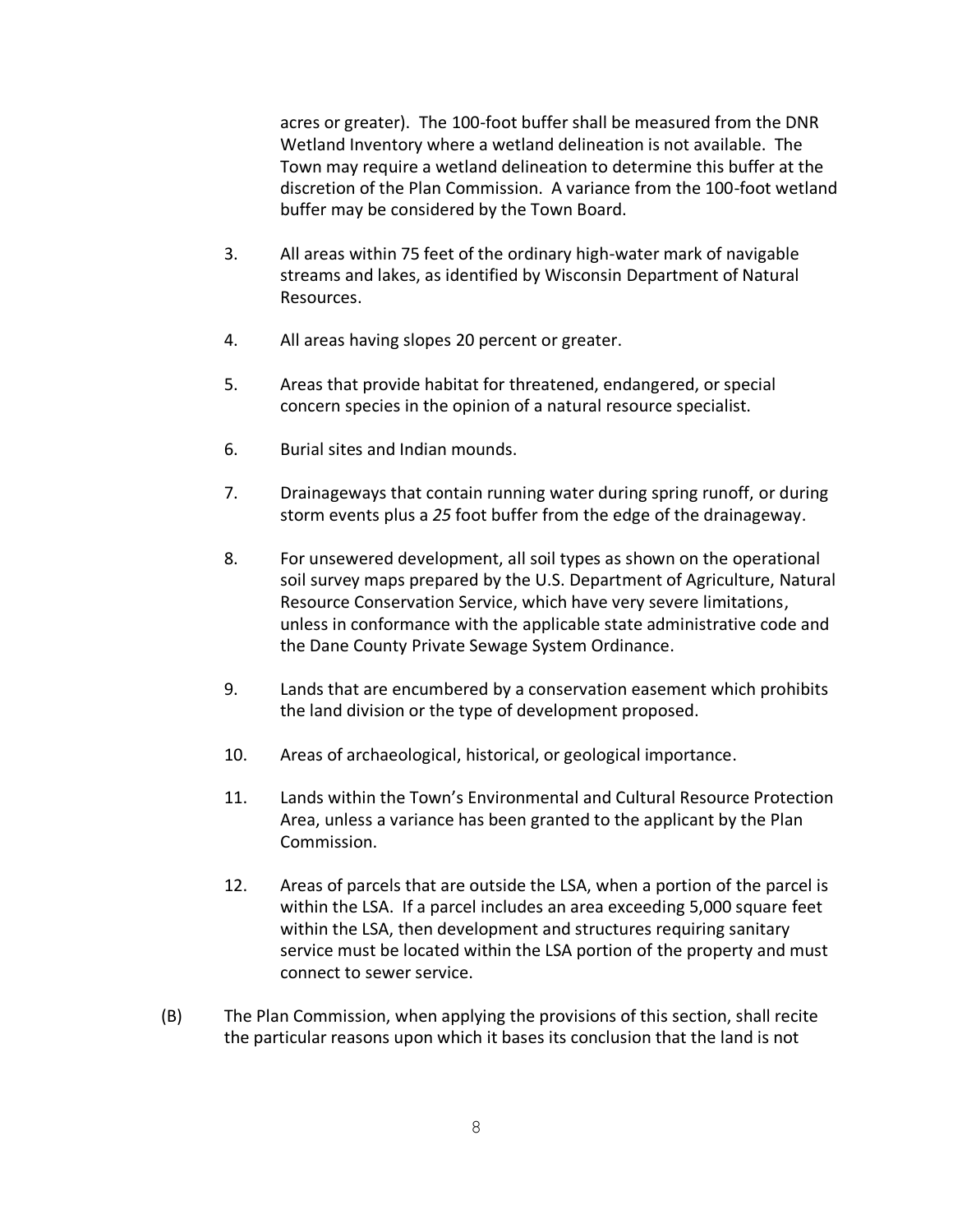acres or greater). The 100-foot buffer shall be measured from the DNR Wetland Inventory where a wetland delineation is not available. The Town may require a wetland delineation to determine this buffer at the discretion of the Plan Commission. A variance from the 100-foot wetland buffer may be considered by the Town Board.

3. All areas within 75 feet of the ordinary high-water mark of navigable streams and lakes, as identified by Wisconsin Department of Natural Resources.

4. All areas having slopes 20 percent or greater.

5. Areas that provide habitat for threatened, endangered, or special concern species in the opinion of a natural resource specialist.

6. Burial sites and Indian mounds.

7. Drainageways that contain running water during spring runoff, or during storm events plus a *25* foot buffer from the edge of the drainageway.

8. For unsewered development, all soil types as shown on the operational soil survey maps prepared by the U.S. Department of Agriculture, Natural Resource Conservation Service, which have very severe limitations, unless in conformance with the applicable state administrative code and the Dane County Private Sewage System Ordinance.

9. Lands that are encumbered by a conservation easement which prohibits the land division or the type of development proposed.

10. Areas of archaeological, historical, or geological importance.

11. Lands within the Town's Environmental and Cultural Resource Protection Area, unless a variance has been granted to the applicant by the Plan Commission.

12. Areas of parcels that are outside the LSA, when a portion of the parcel is within the LSA. If a parcel includes an area exceeding 5,000 square feet within the LSA, then development and structures requiring sanitary service must be located within the LSA portion of the property and must connect to sewer service.

(B) The Plan Commission, when applying the provisions of this section, shall recite the particular reasons upon which it bases its conclusion that the land is not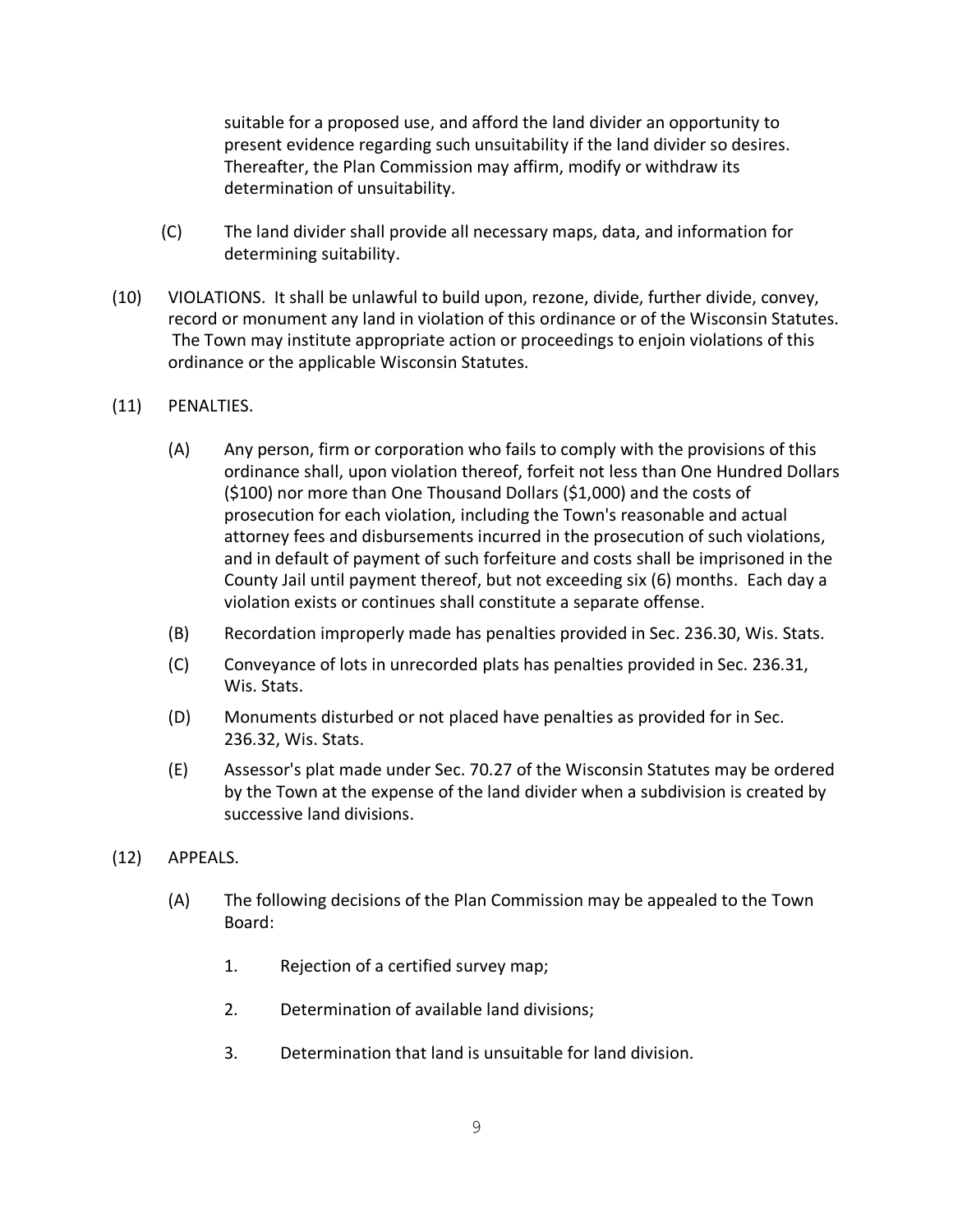suitable for a proposed use, and afford the land divider an opportunity to present evidence regarding such unsuitability if the land divider so desires. Thereafter, the Plan Commission may affirm, modify or withdraw its determination of unsuitability.

(C) The land divider shall provide all necessary maps, data, and information for determining suitability.

(10) VIOLATIONS. It shall be unlawful to build upon, rezone, divide, further divide, convey, record or monument any land in violation of this ordinance or of the Wisconsin Statutes. The Town may institute appropriate action or proceedings to enjoin violations of this ordinance or the applicable Wisconsin Statutes.

(11) PENALTIES.

(A) Any person, firm or corporation who fails to comply with the provisions of this ordinance shall, upon violation thereof, forfeit not less than One Hundred Dollars ($100) nor more than One Thousand Dollars ($1,000) and the costs of prosecution for each violation, including the Town's reasonable and actual attorney fees and disbursements incurred in the prosecution of such violations, and in default of payment of such forfeiture and costs shall be imprisoned in the County Jail until payment thereof, but not exceeding six (6) months. Each day a violation exists or continues shall constitute a separate offense.

(B) Recordation improperly made has penalties provided in Sec. 236.30, Wis. Stats.

(C) Conveyance of lots in unrecorded plats has penalties provided in Sec. 236.31, Wis. Stats.

(D) Monuments disturbed or not placed have penalties as provided for in Sec. 236.32, Wis. Stats.

(E) Assessor's plat made under Sec. 70.27 of the Wisconsin Statutes may be ordered by the Town at the expense of the land divider when a subdivision is created by successive land divisions.

(12) APPEALS.

(A) The following decisions of the Plan Commission may be appealed to the Town Board:

1. Rejection of a certified survey map;

2. Determination of available land divisions;

3. Determination that land is unsuitable for land division.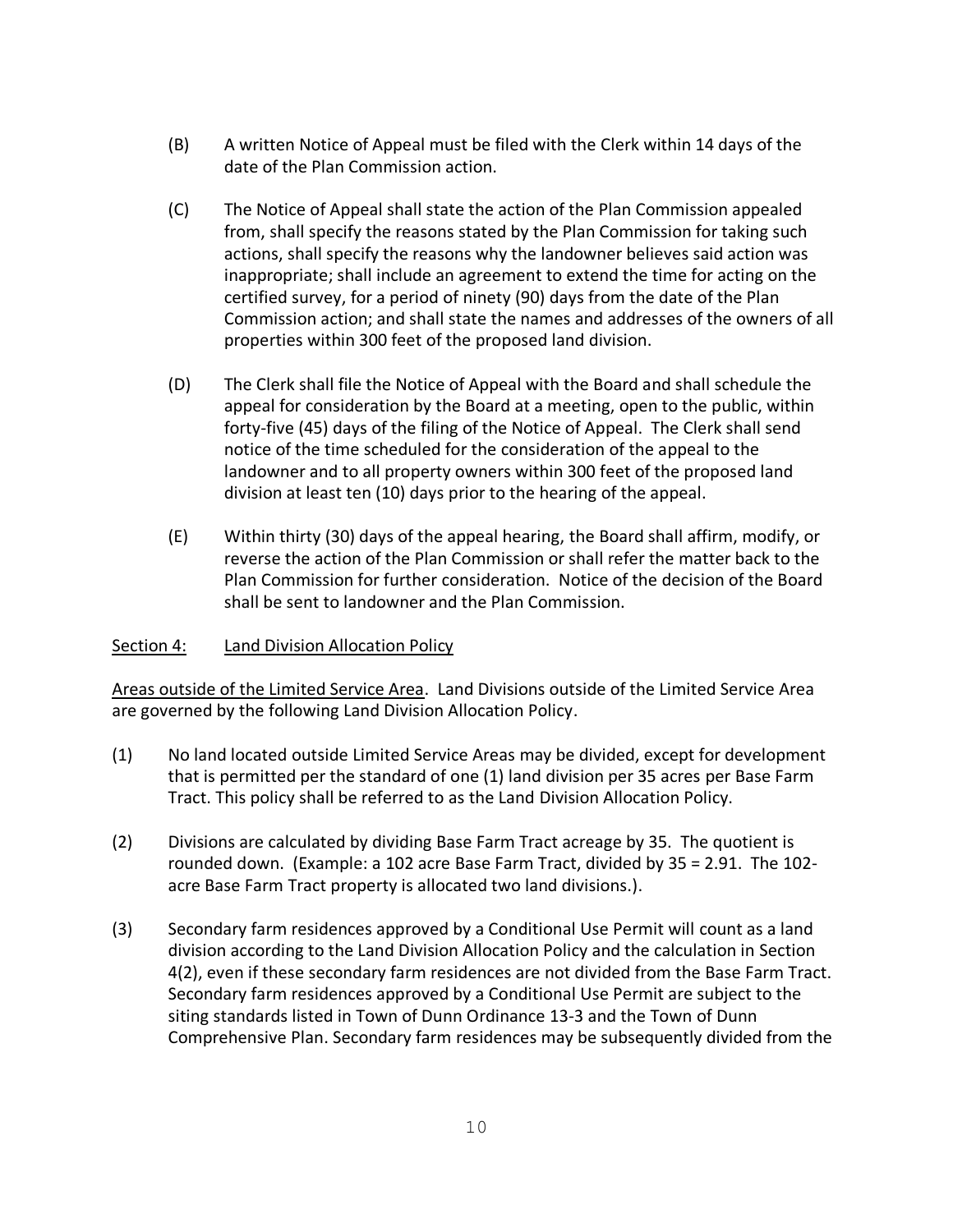(B) A written Notice of Appeal must be filed with the Clerk within 14 days of the date of the Plan Commission action.

(C) The Notice of Appeal shall state the action of the Plan Commission appealed from, shall specify the reasons stated by the Plan Commission for taking such actions, shall specify the reasons why the landowner believes said action was inappropriate; shall include an agreement to extend the time for acting on the certified survey, for a period of ninety (90) days from the date of the Plan Commission action; and shall state the names and addresses of the owners of all properties within 300 feet of the proposed land division.

(D) The Clerk shall file the Notice of Appeal with the Board and shall schedule the appeal for consideration by the Board at a meeting, open to the public, within forty-five (45) days of the filing of the Notice of Appeal. The Clerk shall send notice of the time scheduled for the consideration of the appeal to the landowner and to all property owners within 300 feet of the proposed land division at least ten (10) days prior to the hearing of the appeal.

(E) Within thirty (30) days of the appeal hearing, the Board shall affirm, modify, or reverse the action of the Plan Commission or shall refer the matter back to the Plan Commission for further consideration. Notice of the decision of the Board shall be sent to landowner and the Plan Commission.

<u>Section 4:</u> <u>Land Division Allocation Policy</u>

<u>Areas outside of the Limited Service Area</u>. Land Divisions outside of the Limited Service Area are governed by the following Land Division Allocation Policy.

(1) No land located outside Limited Service Areas may be divided, except for development that is permitted per the standard of one (1) land division per 35 acres per Base Farm Tract. This policy shall be referred to as the Land Division Allocation Policy.

(2) Divisions are calculated by dividing Base Farm Tract acreage by 35. The quotient is rounded down. (Example: a 102 acre Base Farm Tract, divided by 35 = 2.91. The 102-acre Base Farm Tract property is allocated two land divisions.).

(3) Secondary farm residences approved by a Conditional Use Permit will count as a land division according to the Land Division Allocation Policy and the calculation in Section 4(2), even if these secondary farm residences are not divided from the Base Farm Tract. Secondary farm residences approved by a Conditional Use Permit are subject to the siting standards listed in Town of Dunn Ordinance 13-3 and the Town of Dunn Comprehensive Plan. Secondary farm residences may be subsequently divided from the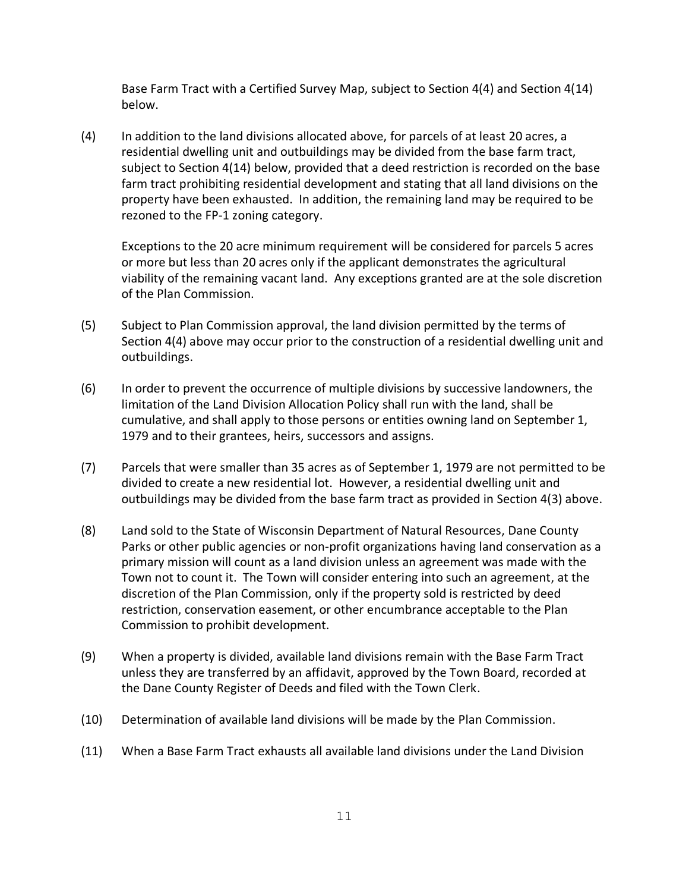Base Farm Tract with a Certified Survey Map, subject to Section 4(4) and Section 4(14) below.

(4) In addition to the land divisions allocated above, for parcels of at least 20 acres, a residential dwelling unit and outbuildings may be divided from the base farm tract, subject to Section 4(14) below, provided that a deed restriction is recorded on the base farm tract prohibiting residential development and stating that all land divisions on the property have been exhausted. In addition, the remaining land may be required to be rezoned to the FP-1 zoning category.

Exceptions to the 20 acre minimum requirement will be considered for parcels 5 acres or more but less than 20 acres only if the applicant demonstrates the agricultural viability of the remaining vacant land. Any exceptions granted are at the sole discretion of the Plan Commission.

(5) Subject to Plan Commission approval, the land division permitted by the terms of Section 4(4) above may occur prior to the construction of a residential dwelling unit and outbuildings.

(6) In order to prevent the occurrence of multiple divisions by successive landowners, the limitation of the Land Division Allocation Policy shall run with the land, shall be cumulative, and shall apply to those persons or entities owning land on September 1, 1979 and to their grantees, heirs, successors and assigns.

(7) Parcels that were smaller than 35 acres as of September 1, 1979 are not permitted to be divided to create a new residential lot. However, a residential dwelling unit and outbuildings may be divided from the base farm tract as provided in Section 4(3) above.

(8) Land sold to the State of Wisconsin Department of Natural Resources, Dane County Parks or other public agencies or non-profit organizations having land conservation as a primary mission will count as a land division unless an agreement was made with the Town not to count it. The Town will consider entering into such an agreement, at the discretion of the Plan Commission, only if the property sold is restricted by deed restriction, conservation easement, or other encumbrance acceptable to the Plan Commission to prohibit development.

(9) When a property is divided, available land divisions remain with the Base Farm Tract unless they are transferred by an affidavit, approved by the Town Board, recorded at the Dane County Register of Deeds and filed with the Town Clerk.

(10) Determination of available land divisions will be made by the Plan Commission.

(11) When a Base Farm Tract exhausts all available land divisions under the Land Division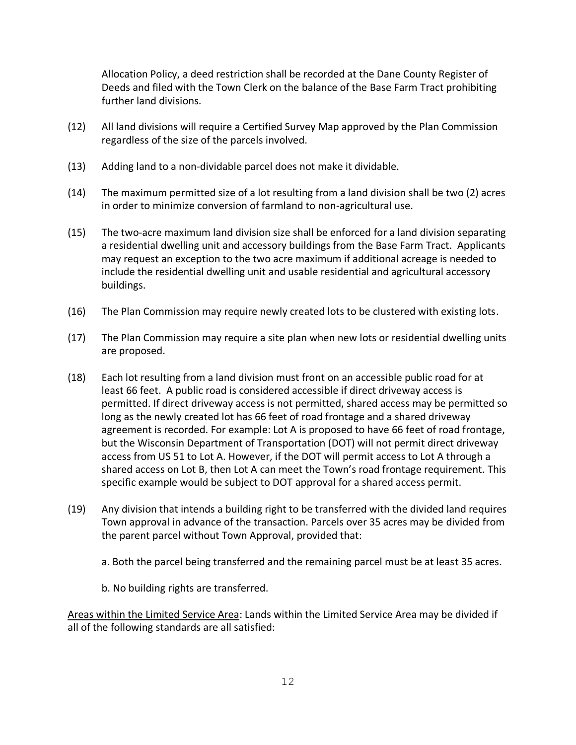Allocation Policy, a deed restriction shall be recorded at the Dane County Register of Deeds and filed with the Town Clerk on the balance of the Base Farm Tract prohibiting further land divisions.

(12) All land divisions will require a Certified Survey Map approved by the Plan Commission regardless of the size of the parcels involved.

(13) Adding land to a non-dividable parcel does not make it dividable.

(14) The maximum permitted size of a lot resulting from a land division shall be two (2) acres in order to minimize conversion of farmland to non-agricultural use.

(15) The two-acre maximum land division size shall be enforced for a land division separating a residential dwelling unit and accessory buildings from the Base Farm Tract. Applicants may request an exception to the two acre maximum if additional acreage is needed to include the residential dwelling unit and usable residential and agricultural accessory buildings.

(16) The Plan Commission may require newly created lots to be clustered with existing lots.

(17) The Plan Commission may require a site plan when new lots or residential dwelling units are proposed.

(18) Each lot resulting from a land division must front on an accessible public road for at least 66 feet. A public road is considered accessible if direct driveway access is permitted. If direct driveway access is not permitted, shared access may be permitted so long as the newly created lot has 66 feet of road frontage and a shared driveway agreement is recorded. For example: Lot A is proposed to have 66 feet of road frontage, but the Wisconsin Department of Transportation (DOT) will not permit direct driveway access from US 51 to Lot A. However, if the DOT will permit access to Lot A through a shared access on Lot B, then Lot A can meet the Town's road frontage requirement. This specific example would be subject to DOT approval for a shared access permit.

(19) Any division that intends a building right to be transferred with the divided land requires Town approval in advance of the transaction. Parcels over 35 acres may be divided from the parent parcel without Town Approval, provided that:

a. Both the parcel being transferred and the remaining parcel must be at least 35 acres.

b. No building rights are transferred.

<u>Areas within the Limited Service Area</u>: Lands within the Limited Service Area may be divided if all of the following standards are all satisfied: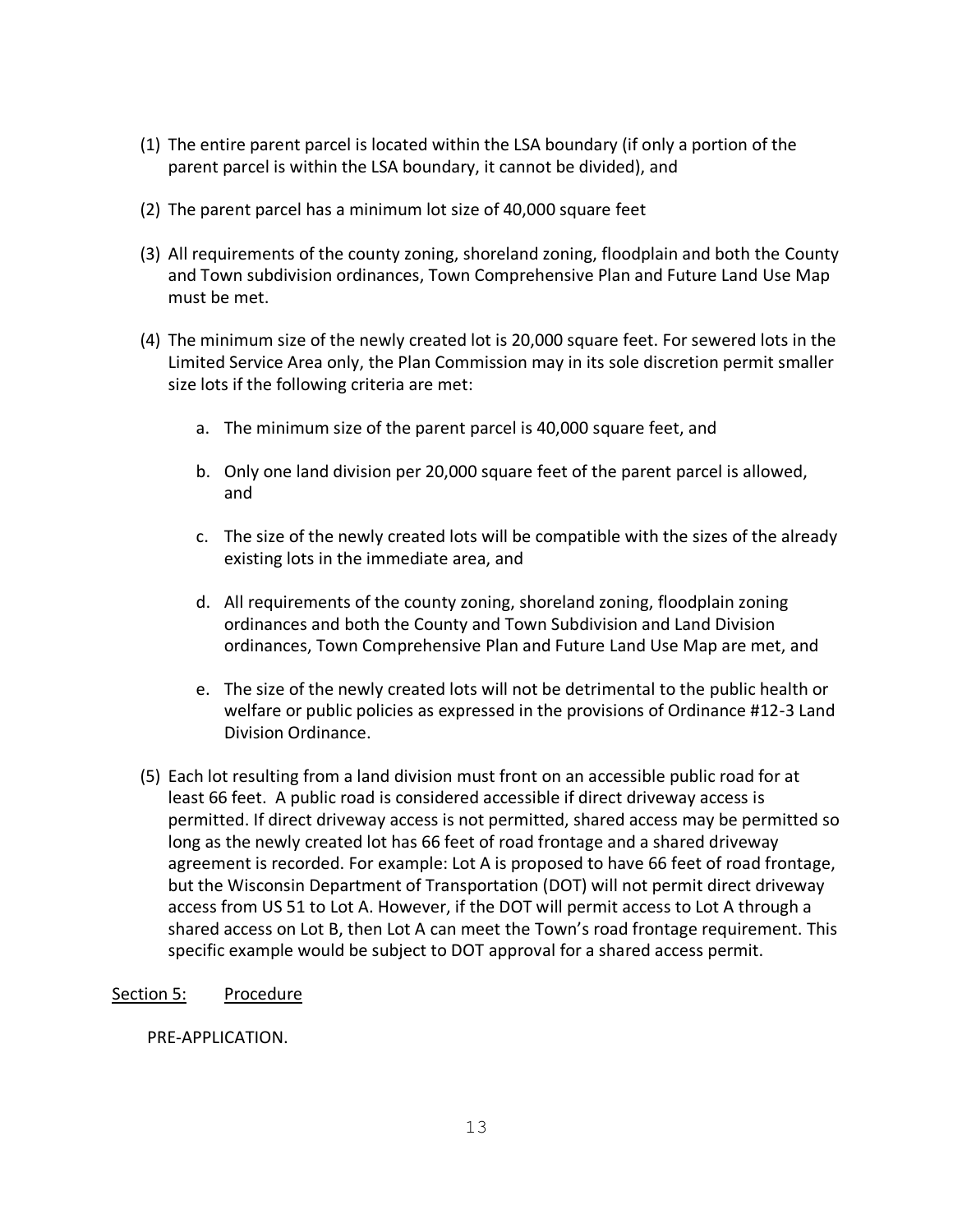(1) The entire parent parcel is located within the LSA boundary (if only a portion of the parent parcel is within the LSA boundary, it cannot be divided), and

(2) The parent parcel has a minimum lot size of 40,000 square feet

(3) All requirements of the county zoning, shoreland zoning, floodplain and both the County and Town subdivision ordinances, Town Comprehensive Plan and Future Land Use Map must be met.

(4) The minimum size of the newly created lot is 20,000 square feet. For sewered lots in the Limited Service Area only, the Plan Commission may in its sole discretion permit smaller size lots if the following criteria are met:

  a. The minimum size of the parent parcel is 40,000 square feet, and

  b. Only one land division per 20,000 square feet of the parent parcel is allowed, and

  c. The size of the newly created lots will be compatible with the sizes of the already existing lots in the immediate area, and

  d. All requirements of the county zoning, shoreland zoning, floodplain zoning ordinances and both the County and Town Subdivision and Land Division ordinances, Town Comprehensive Plan and Future Land Use Map are met, and

  e. The size of the newly created lots will not be detrimental to the public health or welfare or public policies as expressed in the provisions of Ordinance #12-3 Land Division Ordinance.

(5) Each lot resulting from a land division must front on an accessible public road for at least 66 feet. A public road is considered accessible if direct driveway access is permitted. If direct driveway access is not permitted, shared access may be permitted so long as the newly created lot has 66 feet of road frontage and a shared driveway agreement is recorded. For example: Lot A is proposed to have 66 feet of road frontage, but the Wisconsin Department of Transportation (DOT) will not permit direct driveway access from US 51 to Lot A. However, if the DOT will permit access to Lot A through a shared access on Lot B, then Lot A can meet the Town's road frontage requirement. This specific example would be subject to DOT approval for a shared access permit.

## Section 5: Procedure

PRE-APPLICATION.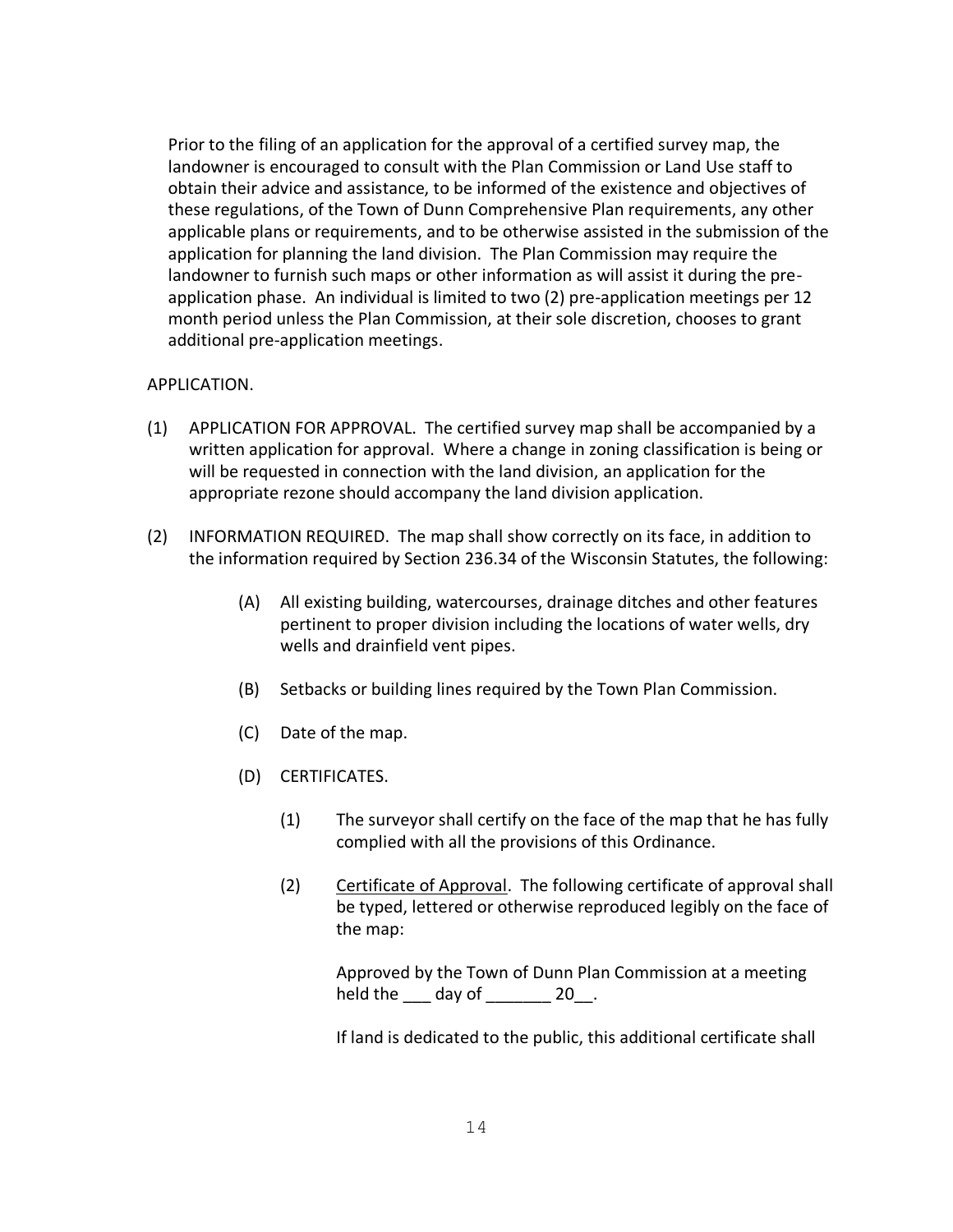Prior to the filing of an application for the approval of a certified survey map, the landowner is encouraged to consult with the Plan Commission or Land Use staff to obtain their advice and assistance, to be informed of the existence and objectives of these regulations, of the Town of Dunn Comprehensive Plan requirements, any other applicable plans or requirements, and to be otherwise assisted in the submission of the application for planning the land division. The Plan Commission may require the landowner to furnish such maps or other information as will assist it during the pre-application phase. An individual is limited to two (2) pre-application meetings per 12 month period unless the Plan Commission, at their sole discretion, chooses to grant additional pre-application meetings.

APPLICATION.

(1) APPLICATION FOR APPROVAL. The certified survey map shall be accompanied by a written application for approval. Where a change in zoning classification is being or will be requested in connection with the land division, an application for the appropriate rezone should accompany the land division application.

(2) INFORMATION REQUIRED. The map shall show correctly on its face, in addition to the information required by Section 236.34 of the Wisconsin Statutes, the following:

  (A) All existing building, watercourses, drainage ditches and other features pertinent to proper division including the locations of water wells, dry wells and drainfield vent pipes.

  (B) Setbacks or building lines required by the Town Plan Commission.

  (C) Date of the map.

  (D) CERTIFICATES.

    (1) The surveyor shall certify on the face of the map that he has fully complied with all the provisions of this Ordinance.

    (2) Certificate of Approval. The following certificate of approval shall be typed, lettered or otherwise reproduced legibly on the face of the map:

    Approved by the Town of Dunn Plan Commission at a meeting held the ___ day of _______ 20__.

    If land is dedicated to the public, this additional certificate shall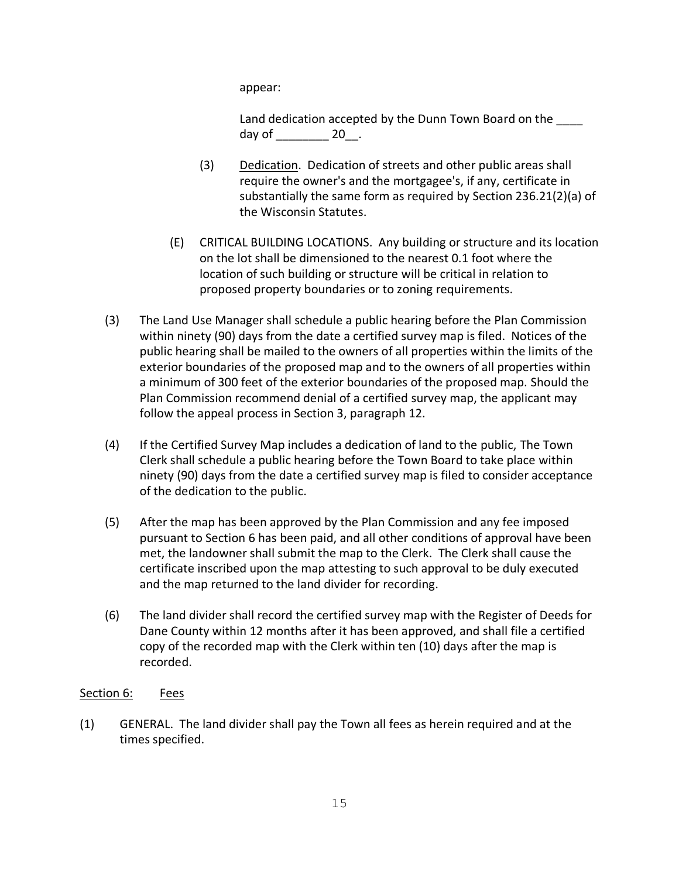appear:

Land dedication accepted by the Dunn Town Board on the ____ day of ________ 20__.

(3) Dedication. Dedication of streets and other public areas shall require the owner's and the mortgagee's, if any, certificate in substantially the same form as required by Section 236.21(2)(a) of the Wisconsin Statutes.

(E) CRITICAL BUILDING LOCATIONS. Any building or structure and its location on the lot shall be dimensioned to the nearest 0.1 foot where the location of such building or structure will be critical in relation to proposed property boundaries or to zoning requirements.

(3) The Land Use Manager shall schedule a public hearing before the Plan Commission within ninety (90) days from the date a certified survey map is filed. Notices of the public hearing shall be mailed to the owners of all properties within the limits of the exterior boundaries of the proposed map and to the owners of all properties within a minimum of 300 feet of the exterior boundaries of the proposed map. Should the Plan Commission recommend denial of a certified survey map, the applicant may follow the appeal process in Section 3, paragraph 12.

(4) If the Certified Survey Map includes a dedication of land to the public, The Town Clerk shall schedule a public hearing before the Town Board to take place within ninety (90) days from the date a certified survey map is filed to consider acceptance of the dedication to the public.

(5) After the map has been approved by the Plan Commission and any fee imposed pursuant to Section 6 has been paid, and all other conditions of approval have been met, the landowner shall submit the map to the Clerk. The Clerk shall cause the certificate inscribed upon the map attesting to such approval to be duly executed and the map returned to the land divider for recording.

(6) The land divider shall record the certified survey map with the Register of Deeds for Dane County within 12 months after it has been approved, and shall file a certified copy of the recorded map with the Clerk within ten (10) days after the map is recorded.

## Section 6: Fees

(1) GENERAL. The land divider shall pay the Town all fees as herein required and at the times specified.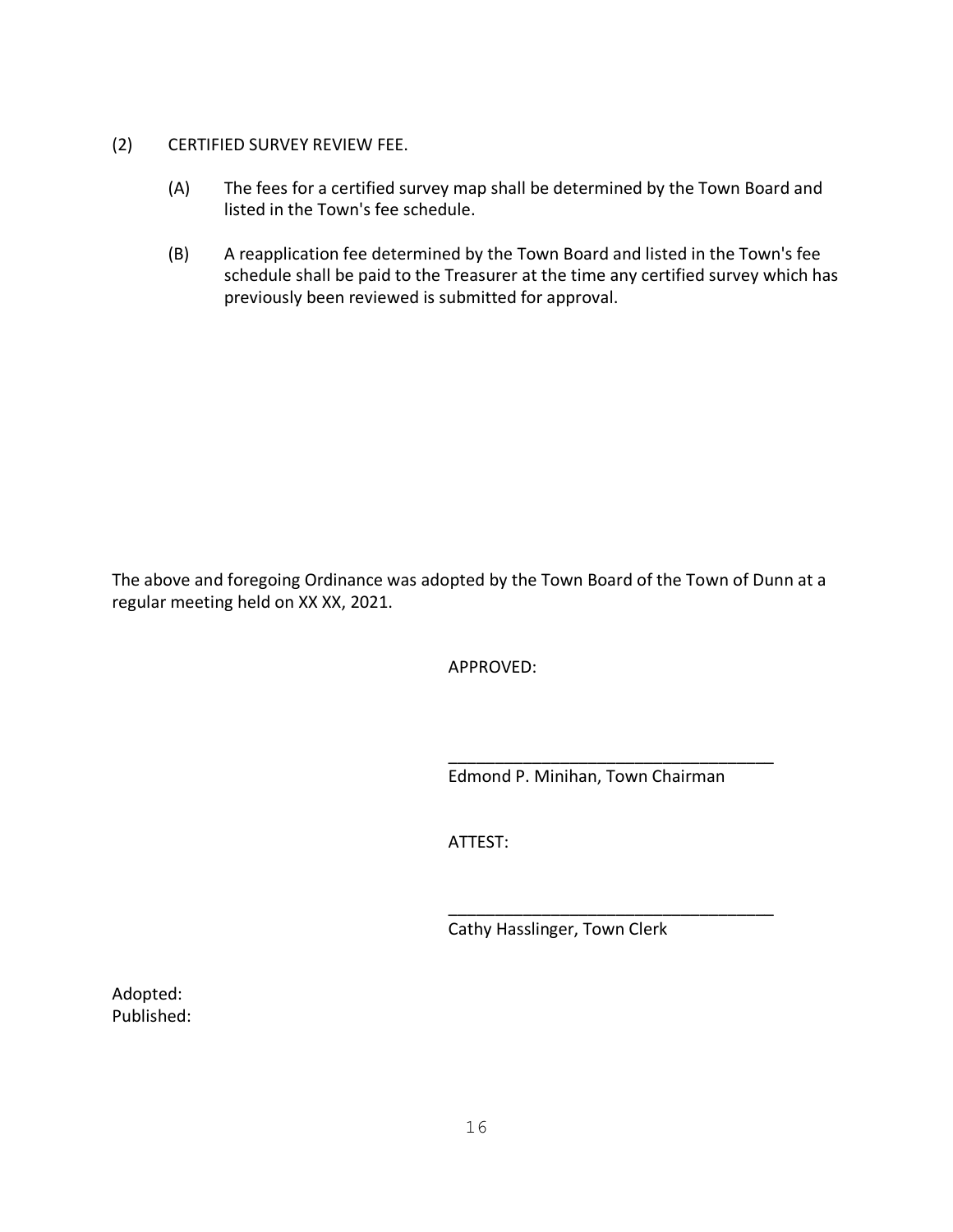(2) CERTIFIED SURVEY REVIEW FEE.

(A) The fees for a certified survey map shall be determined by the Town Board and listed in the Town's fee schedule.

(B) A reapplication fee determined by the Town Board and listed in the Town's fee schedule shall be paid to the Treasurer at the time any certified survey which has previously been reviewed is submitted for approval.

The above and foregoing Ordinance was adopted by the Town Board of the Town of Dunn at a regular meeting held on XX XX, 2021.

APPROVED:

___________________________________
Edmond P. Minihan, Town Chairman

ATTEST:

___________________________________
Cathy Hasslinger, Town Clerk

Adopted:
Published: